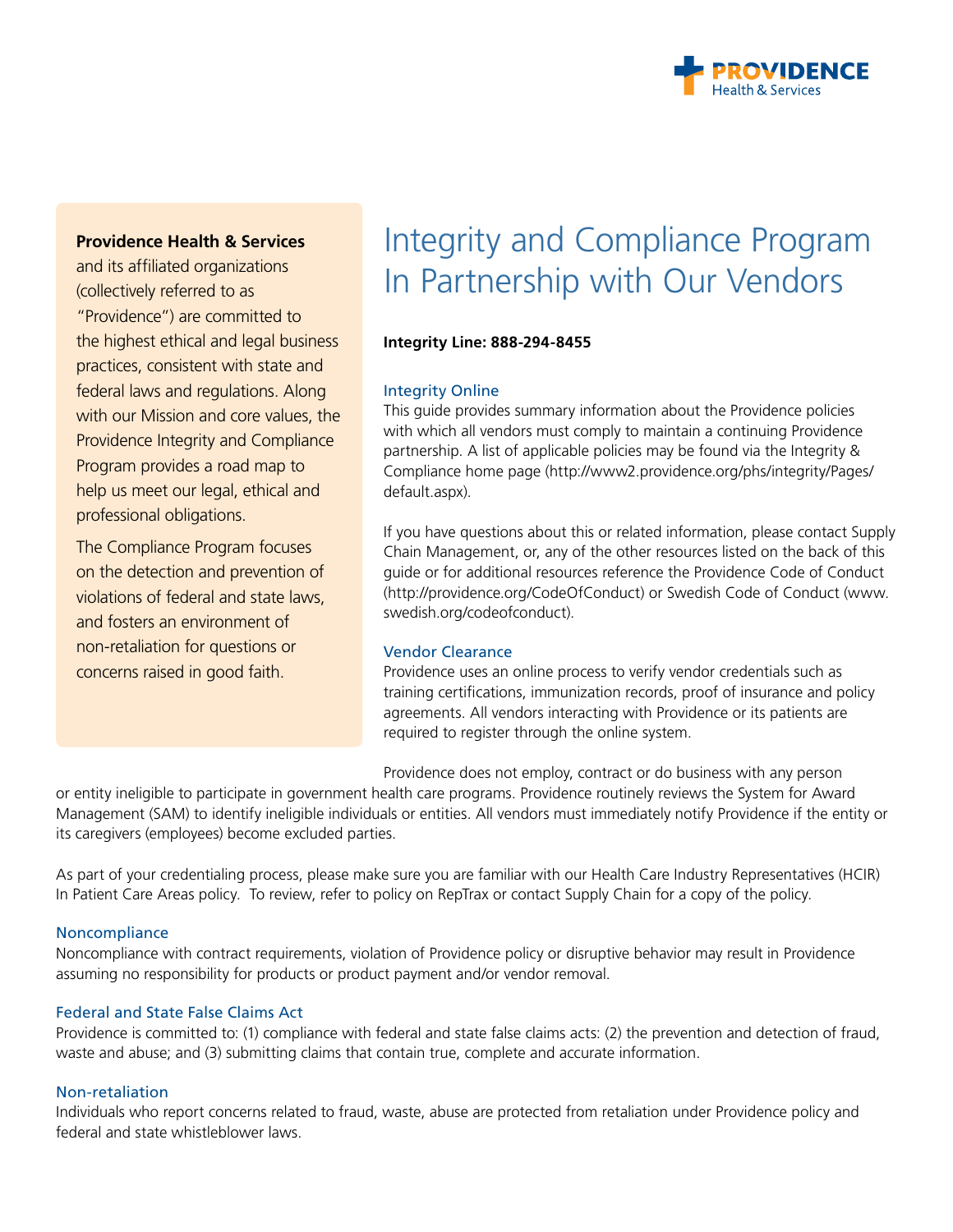**Providence Health & Services** and its affiliated organizations (collectively referred to as "Providence") are committed to the highest ethical and legal business practices, consistent with state and federal laws and regulations. Along with our Mission and core values, the Providence Integrity and Compliance Program provides a road map to help us meet our legal, ethical and professional obligations.

The Compliance Program focuses on the detection and prevention of violations of federal and state laws, and fosters an environment of non-retaliation for questions or concerns raised in good faith.

# Integrity and Compliance Program In Partnership with Our Vendors

**Integrity Line: 888-294-8455**

### Integrity Online

This guide provides summary information about the Providence policies with which all vendors must comply to maintain a continuing Providence partnership. A list of applicable policies may be found via the Integrity & Compliance home page (http://www2.providence.org/phs/integrity/Pages/default.aspx).

If you have questions about this or related information, please contact Supply Chain Management, or, any of the other resources listed on the back of this guide or for additional resources reference the Providence Code of Conduct (http://providence.org/CodeOfConduct) or Swedish Code of Conduct (www.swedish.org/codeofconduct).

### Vendor Clearance

Providence uses an online process to verify vendor credentials such as training certifications, immunization records, proof of insurance and policy agreements. All vendors interacting with Providence or its patients are required to register through the online system.

Providence does not employ, contract or do business with any person or entity ineligible to participate in government health care programs. Providence routinely reviews the System for Award Management (SAM) to identify ineligible individuals or entities. All vendors must immediately notify Providence if the entity or its caregivers (employees) become excluded parties.

As part of your credentialing process, please make sure you are familiar with our Health Care Industry Representatives (HCIR) In Patient Care Areas policy. To review, refer to policy on RepTrax or contact Supply Chain for a copy of the policy.

### Noncompliance

Noncompliance with contract requirements, violation of Providence policy or disruptive behavior may result in Providence assuming no responsibility for products or product payment and/or vendor removal.

### Federal and State False Claims Act

Providence is committed to: (1) compliance with federal and state false claims acts: (2) the prevention and detection of fraud, waste and abuse; and (3) submitting claims that contain true, complete and accurate information.

### Non-retaliation

Individuals who report concerns related to fraud, waste, abuse are protected from retaliation under Providence policy and federal and state whistleblower laws.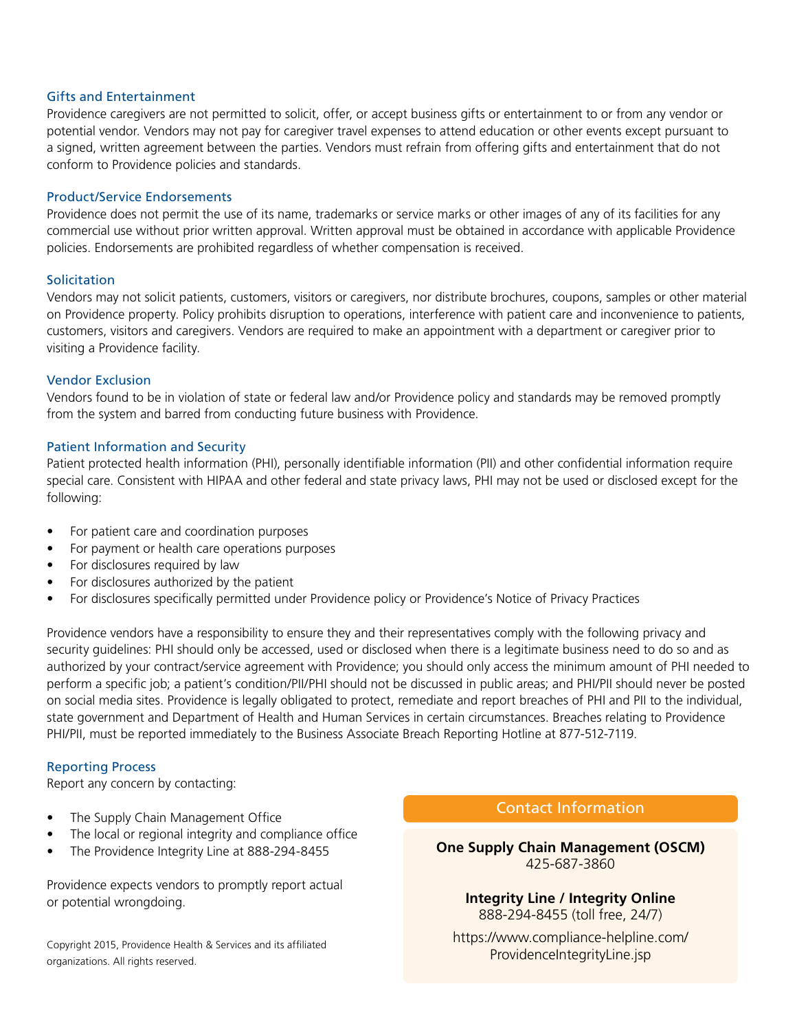## Gifts and Entertainment

Providence caregivers are not permitted to solicit, offer, or accept business gifts or entertainment to or from any vendor or potential vendor. Vendors may not pay for caregiver travel expenses to attend education or other events except pursuant to a signed, written agreement between the parties. Vendors must refrain from offering gifts and entertainment that do not conform to Providence policies and standards.

## Product/Service Endorsements

Providence does not permit the use of its name, trademarks or service marks or other images of any of its facilities for any commercial use without prior written approval. Written approval must be obtained in accordance with applicable Providence policies. Endorsements are prohibited regardless of whether compensation is received.

## Solicitation

Vendors may not solicit patients, customers, visitors or caregivers, nor distribute brochures, coupons, samples or other material on Providence property. Policy prohibits disruption to operations, interference with patient care and inconvenience to patients, customers, visitors and caregivers. Vendors are required to make an appointment with a department or caregiver prior to visiting a Providence facility.

## Vendor Exclusion

Vendors found to be in violation of state or federal law and/or Providence policy and standards may be removed promptly from the system and barred from conducting future business with Providence.

## Patient Information and Security

Patient protected health information (PHI), personally identifiable information (PII) and other confidential information require special care. Consistent with HIPAA and other federal and state privacy laws, PHI may not be used or disclosed except for the following:

- For patient care and coordination purposes
- For payment or health care operations purposes
- For disclosures required by law
- For disclosures authorized by the patient
- For disclosures specifically permitted under Providence policy or Providence's Notice of Privacy Practices

Providence vendors have a responsibility to ensure they and their representatives comply with the following privacy and security guidelines: PHI should only be accessed, used or disclosed when there is a legitimate business need to do so and as authorized by your contract/service agreement with Providence; you should only access the minimum amount of PHI needed to perform a specific job; a patient's condition/PII/PHI should not be discussed in public areas; and PHI/PII should never be posted on social media sites. Providence is legally obligated to protect, remediate and report breaches of PHI and PII to the individual, state government and Department of Health and Human Services in certain circumstances. Breaches relating to Providence PHI/PII, must be reported immediately to the Business Associate Breach Reporting Hotline at 877-512-7119.

## Reporting Process

Report any concern by contacting:

- The Supply Chain Management Office
- The local or regional integrity and compliance office
- The Providence Integrity Line at 888-294-8455

Providence expects vendors to promptly report actual or potential wrongdoing.

Copyright 2015, Providence Health & Services and its affiliated organizations. All rights reserved.

## Contact Information

**One Supply Chain Management (OSCM)**
425-687-3860

**Integrity Line / Integrity Online**
888-294-8455 (toll free, 24/7)

https://www.compliance-helpline.com/ProvidenceIntegrityLine.jsp